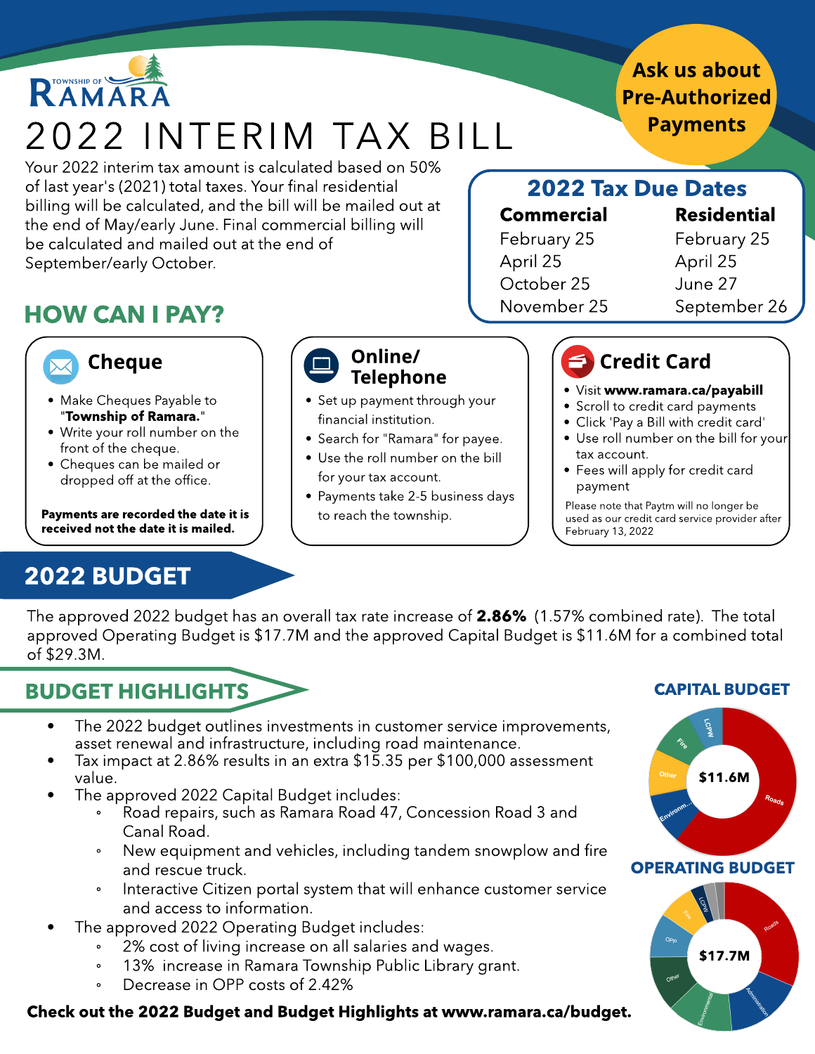TOWNSHIP OF RAMARA

# 2022 INTERIM TAX BILL

**Ask us about Pre-Authorized Payments**

Your 2022 interim tax amount is calculated based on 50% of last year's (2021) total taxes. Your final residential billing will be calculated, and the bill will be mailed out at the end of May/early June. Final commercial billing will be calculated and mailed out at the end of September/early October.

## 2022 Tax Due Dates

| Commercial | Residential |
|---|---|
| February 25 | February 25 |
| April 25 | April 25 |
| October 25 | June 27 |
| November 25 | September 26 |

## HOW CAN I PAY?

### Cheque

- Make Cheques Payable to "**Township of Ramara.**"
- Write your roll number on the front of the cheque.
- Cheques can be mailed or dropped off at the office.

**Payments are recorded the date it is received not the date it is mailed.**

### Online/ Telephone

- Set up payment through your financial institution.
- Search for "Ramara" for payee.
- Use the roll number on the bill for your tax account.
- Payments take 2-5 business days to reach the township.

### Credit Card

- Visit **www.ramara.ca/payabill**
- Scroll to credit card payments
- Click 'Pay a Bill with credit card'
- Use roll number on the bill for your tax account.
- Fees will apply for credit card payment

Please note that Paytm will no longer be used as our credit card service provider after February 13, 2022

## 2022 BUDGET

The approved 2022 budget has an overall tax rate increase of **2.86%** (1.57% combined rate). The total approved Operating Budget is $17.7M and the approved Capital Budget is $11.6M for a combined total of $29.3M.

## BUDGET HIGHLIGHTS

- The 2022 budget outlines investments in customer service improvements, asset renewal and infrastructure, including road maintenance.
- Tax impact at 2.86% results in an extra $15.35 per $100,000 assessment value.
- The approved 2022 Capital Budget includes:
  - Road repairs, such as Ramara Road 47, Concession Road 3 and Canal Road.
  - New equipment and vehicles, including tandem snowplow and fire and rescue truck.
  - Interactive Citizen portal system that will enhance customer service and access to information.
- The approved 2022 Operating Budget includes:
  - 2% cost of living increase on all salaries and wages.
  - 13% increase in Ramara Township Public Library grant.
  - Decrease in OPP costs of 2.42%

**CAPITAL BUDGET**

$11.6M (Roads, Environm..., Other, Fire, LCPW)

**OPERATING BUDGET**

$17.7M (Roads, Administration, Environmental, Other, OPP, Fire, LCPW)

**Check out the 2022 Budget and Budget Highlights at www.ramara.ca/budget.**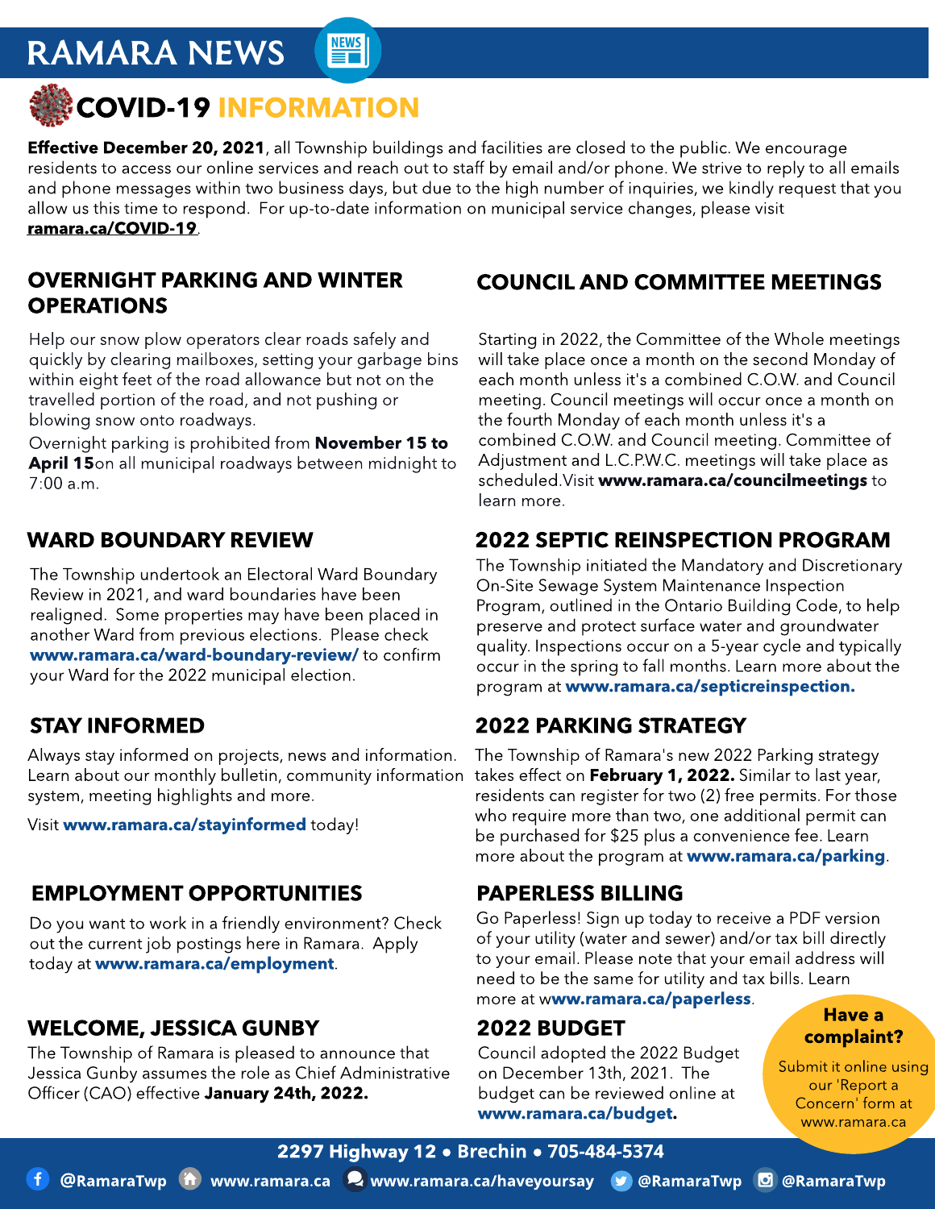# RAMARA NEWS

## COVID-19 INFORMATION

**Effective December 20, 2021**, all Township buildings and facilities are closed to the public. We encourage residents to access our online services and reach out to staff by email and/or phone. We strive to reply to all emails and phone messages within two business days, but due to the high number of inquiries, we kindly request that you allow us this time to respond. For up-to-date information on municipal service changes, please visit **ramara.ca/COVID-19**.

### OVERNIGHT PARKING AND WINTER OPERATIONS

Help our snow plow operators clear roads safely and quickly by clearing mailboxes, setting your garbage bins within eight feet of the road allowance but not on the travelled portion of the road, and not pushing or blowing snow onto roadways.

Overnight parking is prohibited from **November 15 to April 15**on all municipal roadways between midnight to 7:00 a.m.

### WARD BOUNDARY REVIEW

The Township undertook an Electoral Ward Boundary Review in 2021, and ward boundaries have been realigned. Some properties may have been placed in another Ward from previous elections. Please check **www.ramara.ca/ward-boundary-review/** to confirm your Ward for the 2022 municipal election.

### STAY INFORMED

Always stay informed on projects, news and information. Learn about our monthly bulletin, community information system, meeting highlights and more.

Visit **www.ramara.ca/stayinformed** today!

### EMPLOYMENT OPPORTUNITIES

Do you want to work in a friendly environment? Check out the current job postings here in Ramara. Apply today at **www.ramara.ca/employment**.

### WELCOME, JESSICA GUNBY

The Township of Ramara is pleased to announce that Jessica Gunby assumes the role as Chief Administrative Officer (CAO) effective **January 24th, 2022.**

### COUNCIL AND COMMITTEE MEETINGS

Starting in 2022, the Committee of the Whole meetings will take place once a month on the second Monday of each month unless it's a combined C.O.W. and Council meeting. Council meetings will occur once a month on the fourth Monday of each month unless it's a combined C.O.W. and Council meeting. Committee of Adjustment and L.C.P.W.C. meetings will take place as scheduled.Visit **www.ramara.ca/councilmeetings** to learn more.

### 2022 SEPTIC REINSPECTION PROGRAM

The Township initiated the Mandatory and Discretionary On-Site Sewage System Maintenance Inspection Program, outlined in the Ontario Building Code, to help preserve and protect surface water and groundwater quality. Inspections occur on a 5-year cycle and typically occur in the spring to fall months. Learn more about the program at **www.ramara.ca/septicreinspection.**

### 2022 PARKING STRATEGY

The Township of Ramara's new 2022 Parking strategy takes effect on **February 1, 2022.** Similar to last year, residents can register for two (2) free permits. For those who require more than two, one additional permit can be purchased for $25 plus a convenience fee. Learn more about the program at **www.ramara.ca/parking**.

### PAPERLESS BILLING

Go Paperless! Sign up today to receive a PDF version of your utility (water and sewer) and/or tax bill directly to your email. Please note that your email address will need to be the same for utility and tax bills. Learn more at w**ww.ramara.ca/paperless**.

### 2022 BUDGET

Council adopted the 2022 Budget on December 13th, 2021. The budget can be reviewed online at **www.ramara.ca/budget.**

**Have a complaint?**

Submit it online using our 'Report a Concern' form at www.ramara.ca

**2297 Highway 12 • Brechin • 705-484-5374**

@RamaraTwp www.ramara.ca www.ramara.ca/haveyoursay @RamaraTwp @RamaraTwp